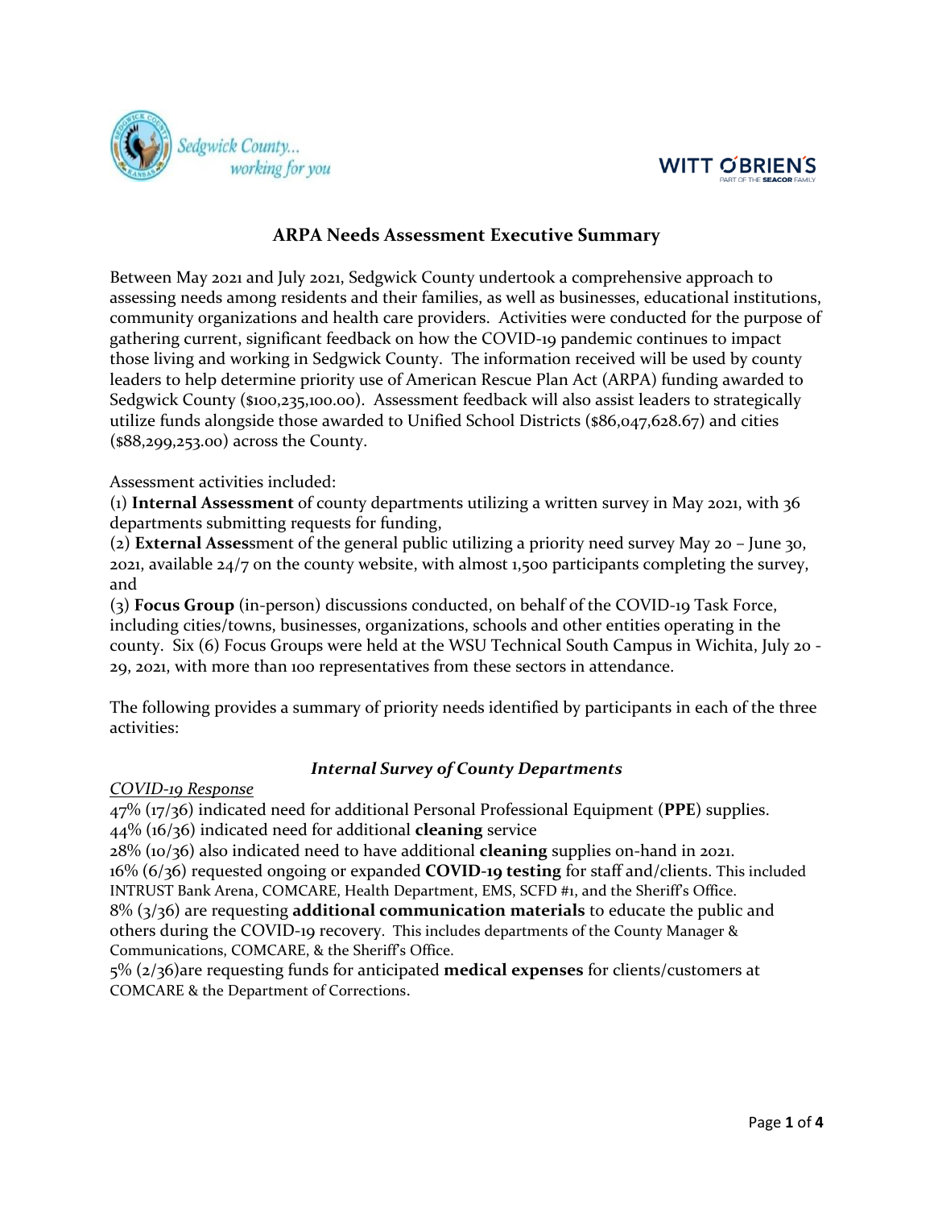# ARPA Needs Assessment Executive Summary

Between May 2021 and July 2021, Sedgwick County undertook a comprehensive approach to assessing needs among residents and their families, as well as businesses, educational institutions, community organizations and health care providers. Activities were conducted for the purpose of gathering current, significant feedback on how the COVID-19 pandemic continues to impact those living and working in Sedgwick County. The information received will be used by county leaders to help determine priority use of American Rescue Plan Act (ARPA) funding awarded to Sedgwick County ($100,235,100.00). Assessment feedback will also assist leaders to strategically utilize funds alongside those awarded to Unified School Districts ($86,047,628.67) and cities ($88,299,253.00) across the County.

Assessment activities included:

(1) **Internal Assessment** of county departments utilizing a written survey in May 2021, with 36 departments submitting requests for funding,

(2) **External Asses**sment of the general public utilizing a priority need survey May 20 – June 30, 2021, available 24/7 on the county website, with almost 1,500 participants completing the survey, and

(3) **Focus Group** (in-person) discussions conducted, on behalf of the COVID-19 Task Force, including cities/towns, businesses, organizations, schools and other entities operating in the county. Six (6) Focus Groups were held at the WSU Technical South Campus in Wichita, July 20 - 29, 2021, with more than 100 representatives from these sectors in attendance.

The following provides a summary of priority needs identified by participants in each of the three activities:

## *Internal Survey of County Departments*

*COVID-19 Response*

47% (17/36) indicated need for additional Personal Professional Equipment (**PPE**) supplies.
44% (16/36) indicated need for additional **cleaning** service
28% (10/36) also indicated need to have additional **cleaning** supplies on-hand in 2021.
16% (6/36) requested ongoing or expanded **COVID-19 testing** for staff and/clients. This included INTRUST Bank Arena, COMCARE, Health Department, EMS, SCFD #1, and the Sheriff's Office.
8% (3/36) are requesting **additional communication materials** to educate the public and others during the COVID-19 recovery. This includes departments of the County Manager & Communications, COMCARE, & the Sheriff's Office.
5% (2/36)are requesting funds for anticipated **medical expenses** for clients/customers at COMCARE & the Department of Corrections.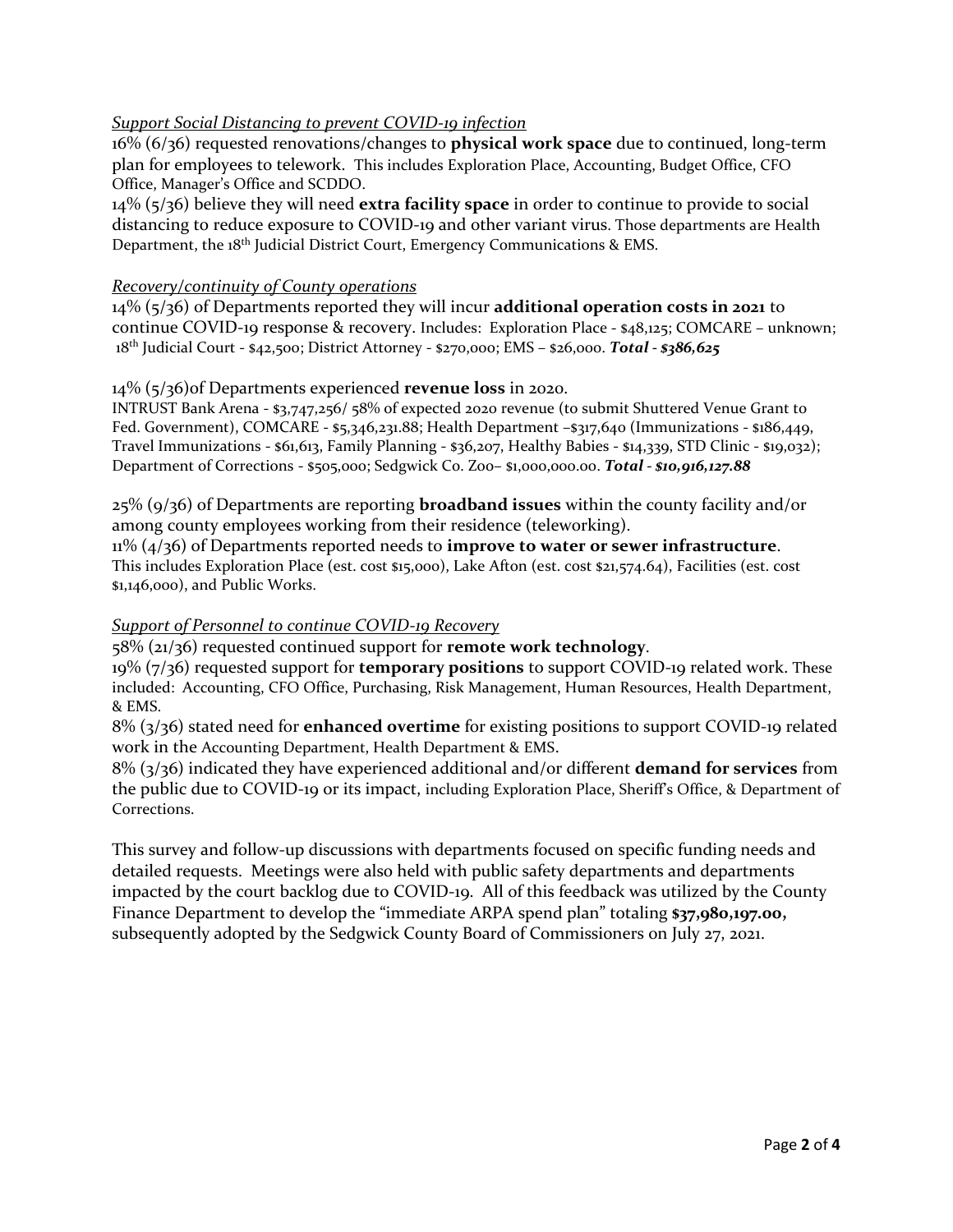*Support Social Distancing to prevent COVID-19 infection*

16% (6/36) requested renovations/changes to **physical work space** due to continued, long-term plan for employees to telework. This includes Exploration Place, Accounting, Budget Office, CFO Office, Manager's Office and SCDDO.

14% (5/36) believe they will need **extra facility space** in order to continue to provide to social distancing to reduce exposure to COVID-19 and other variant virus. Those departments are Health Department, the 18th Judicial District Court, Emergency Communications & EMS.

*Recovery/continuity of County operations*

14% (5/36) of Departments reported they will incur **additional operation costs in 2021** to continue COVID-19 response & recovery. Includes: Exploration Place - $48,125; COMCARE – unknown; 18th Judicial Court - $42,500; District Attorney - $270,000; EMS – $26,000. ***Total - $386,625***

14% (5/36)of Departments experienced **revenue loss** in 2020.

INTRUST Bank Arena - $3,747,256/ 58% of expected 2020 revenue (to submit Shuttered Venue Grant to Fed. Government), COMCARE - $5,346,231.88; Health Department –$317,640 (Immunizations - $186,449, Travel Immunizations - $61,613, Family Planning - $36,207, Healthy Babies - $14,339, STD Clinic - $19,032); Department of Corrections - $505,000; Sedgwick Co. Zoo– $1,000,000.00. ***Total - $10,916,127.88***

25% (9/36) of Departments are reporting **broadband issues** within the county facility and/or among county employees working from their residence (teleworking).

11% (4/36) of Departments reported needs to **improve to water or sewer infrastructure**. This includes Exploration Place (est. cost $15,000), Lake Afton (est. cost $21,574.64), Facilities (est. cost $1,146,000), and Public Works.

*Support of Personnel to continue COVID-19 Recovery*

58% (21/36) requested continued support for **remote work technology**.

19% (7/36) requested support for **temporary positions** to support COVID-19 related work. These included: Accounting, CFO Office, Purchasing, Risk Management, Human Resources, Health Department, & EMS.

8% (3/36) stated need for **enhanced overtime** for existing positions to support COVID-19 related work in the Accounting Department, Health Department & EMS.

8% (3/36) indicated they have experienced additional and/or different **demand for services** from the public due to COVID-19 or its impact, including Exploration Place, Sheriff's Office, & Department of Corrections.

This survey and follow-up discussions with departments focused on specific funding needs and detailed requests. Meetings were also held with public safety departments and departments impacted by the court backlog due to COVID-19. All of this feedback was utilized by the County Finance Department to develop the "immediate ARPA spend plan" totaling **$37,980,197.00,** subsequently adopted by the Sedgwick County Board of Commissioners on July 27, 2021.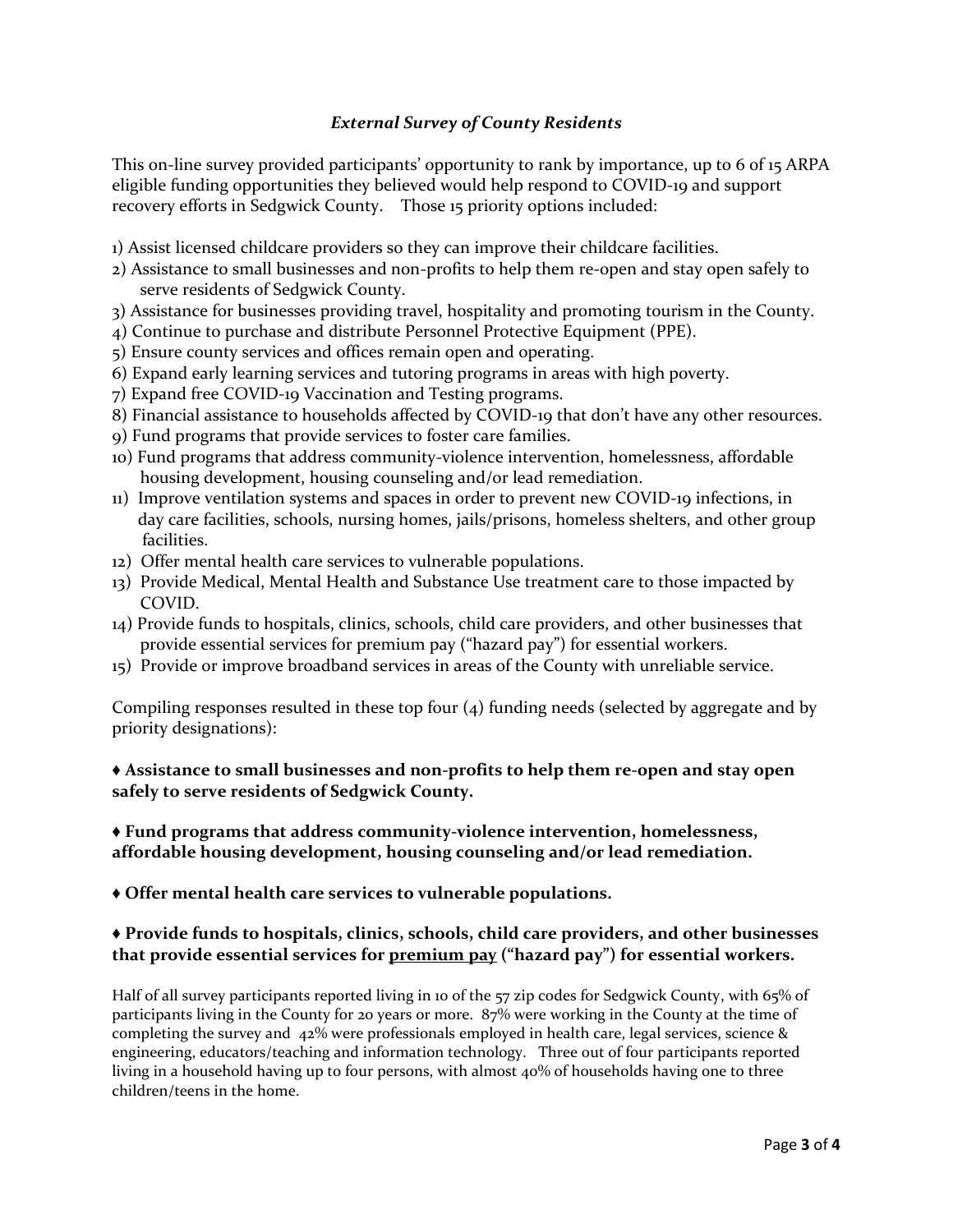### *External Survey of County Residents*

This on-line survey provided participants' opportunity to rank by importance, up to 6 of 15 ARPA eligible funding opportunities they believed would help respond to COVID-19 and support recovery efforts in Sedgwick County. Those 15 priority options included:

1) Assist licensed childcare providers so they can improve their childcare facilities.
2) Assistance to small businesses and non-profits to help them re-open and stay open safely to serve residents of Sedgwick County.
3) Assistance for businesses providing travel, hospitality and promoting tourism in the County.
4) Continue to purchase and distribute Personnel Protective Equipment (PPE).
5) Ensure county services and offices remain open and operating.
6) Expand early learning services and tutoring programs in areas with high poverty.
7) Expand free COVID-19 Vaccination and Testing programs.
8) Financial assistance to households affected by COVID-19 that don't have any other resources.
9) Fund programs that provide services to foster care families.
10) Fund programs that address community-violence intervention, homelessness, affordable housing development, housing counseling and/or lead remediation.
11) Improve ventilation systems and spaces in order to prevent new COVID-19 infections, in day care facilities, schools, nursing homes, jails/prisons, homeless shelters, and other group facilities.
12) Offer mental health care services to vulnerable populations.
13) Provide Medical, Mental Health and Substance Use treatment care to those impacted by COVID.
14) Provide funds to hospitals, clinics, schools, child care providers, and other businesses that provide essential services for premium pay ("hazard pay") for essential workers.
15) Provide or improve broadband services in areas of the County with unreliable service.

Compiling responses resulted in these top four (4) funding needs (selected by aggregate and by priority designations):

**♦ Assistance to small businesses and non-profits to help them re-open and stay open safely to serve residents of Sedgwick County.**

**♦ Fund programs that address community-violence intervention, homelessness, affordable housing development, housing counseling and/or lead remediation.**

**♦ Offer mental health care services to vulnerable populations.**

**♦ Provide funds to hospitals, clinics, schools, child care providers, and other businesses that provide essential services for <u>premium pay</u> ("hazard pay") for essential workers.**

Half of all survey participants reported living in 10 of the 57 zip codes for Sedgwick County, with 65% of participants living in the County for 20 years or more. 87% were working in the County at the time of completing the survey and 42% were professionals employed in health care, legal services, science & engineering, educators/teaching and information technology. Three out of four participants reported living in a household having up to four persons, with almost 40% of households having one to three children/teens in the home.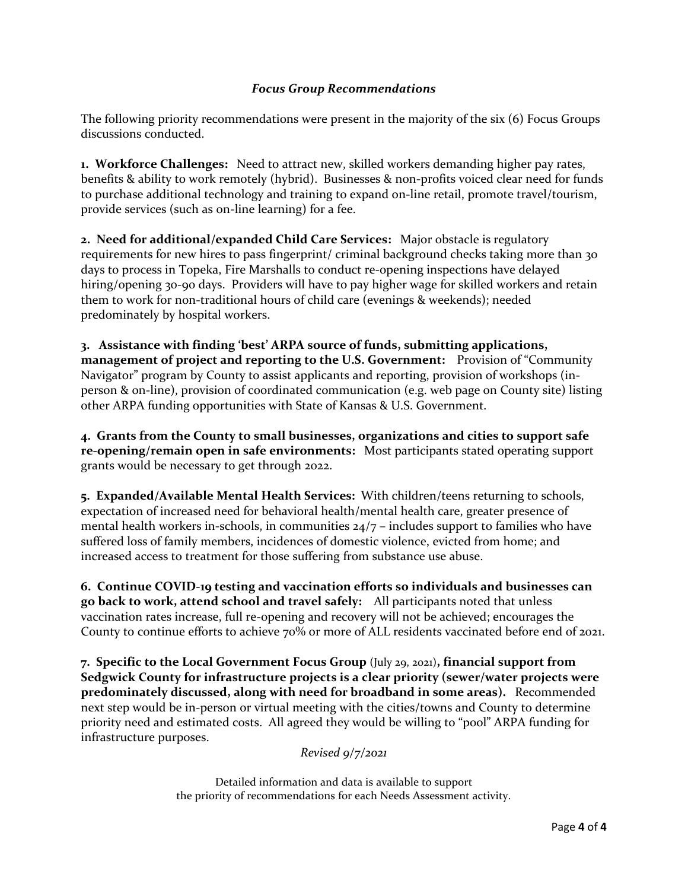### *Focus Group Recommendations*

The following priority recommendations were present in the majority of the six (6) Focus Groups discussions conducted.

**1. Workforce Challenges:** Need to attract new, skilled workers demanding higher pay rates, benefits & ability to work remotely (hybrid). Businesses & non-profits voiced clear need for funds to purchase additional technology and training to expand on-line retail, promote travel/tourism, provide services (such as on-line learning) for a fee.

**2. Need for additional/expanded Child Care Services:** Major obstacle is regulatory requirements for new hires to pass fingerprint/ criminal background checks taking more than 30 days to process in Topeka, Fire Marshalls to conduct re-opening inspections have delayed hiring/opening 30-90 days. Providers will have to pay higher wage for skilled workers and retain them to work for non-traditional hours of child care (evenings & weekends); needed predominately by hospital workers.

**3. Assistance with finding 'best' ARPA source of funds, submitting applications, management of project and reporting to the U.S. Government:** Provision of "Community Navigator" program by County to assist applicants and reporting, provision of workshops (in-person & on-line), provision of coordinated communication (e.g. web page on County site) listing other ARPA funding opportunities with State of Kansas & U.S. Government.

**4. Grants from the County to small businesses, organizations and cities to support safe re-opening/remain open in safe environments:** Most participants stated operating support grants would be necessary to get through 2022.

**5. Expanded/Available Mental Health Services:** With children/teens returning to schools, expectation of increased need for behavioral health/mental health care, greater presence of mental health workers in-schools, in communities 24/7 – includes support to families who have suffered loss of family members, incidences of domestic violence, evicted from home; and increased access to treatment for those suffering from substance use abuse.

**6. Continue COVID-19 testing and vaccination efforts so individuals and businesses can go back to work, attend school and travel safely:** All participants noted that unless vaccination rates increase, full re-opening and recovery will not be achieved; encourages the County to continue efforts to achieve 70% or more of ALL residents vaccinated before end of 2021.

**7. Specific to the Local Government Focus Group** (July 29, 2021)**, financial support from Sedgwick County for infrastructure projects is a clear priority (sewer/water projects were predominately discussed, along with need for broadband in some areas).** Recommended next step would be in-person or virtual meeting with the cities/towns and County to determine priority need and estimated costs. All agreed they would be willing to "pool" ARPA funding for infrastructure purposes.

*Revised 9/7/2021*

Detailed information and data is available to support the priority of recommendations for each Needs Assessment activity.